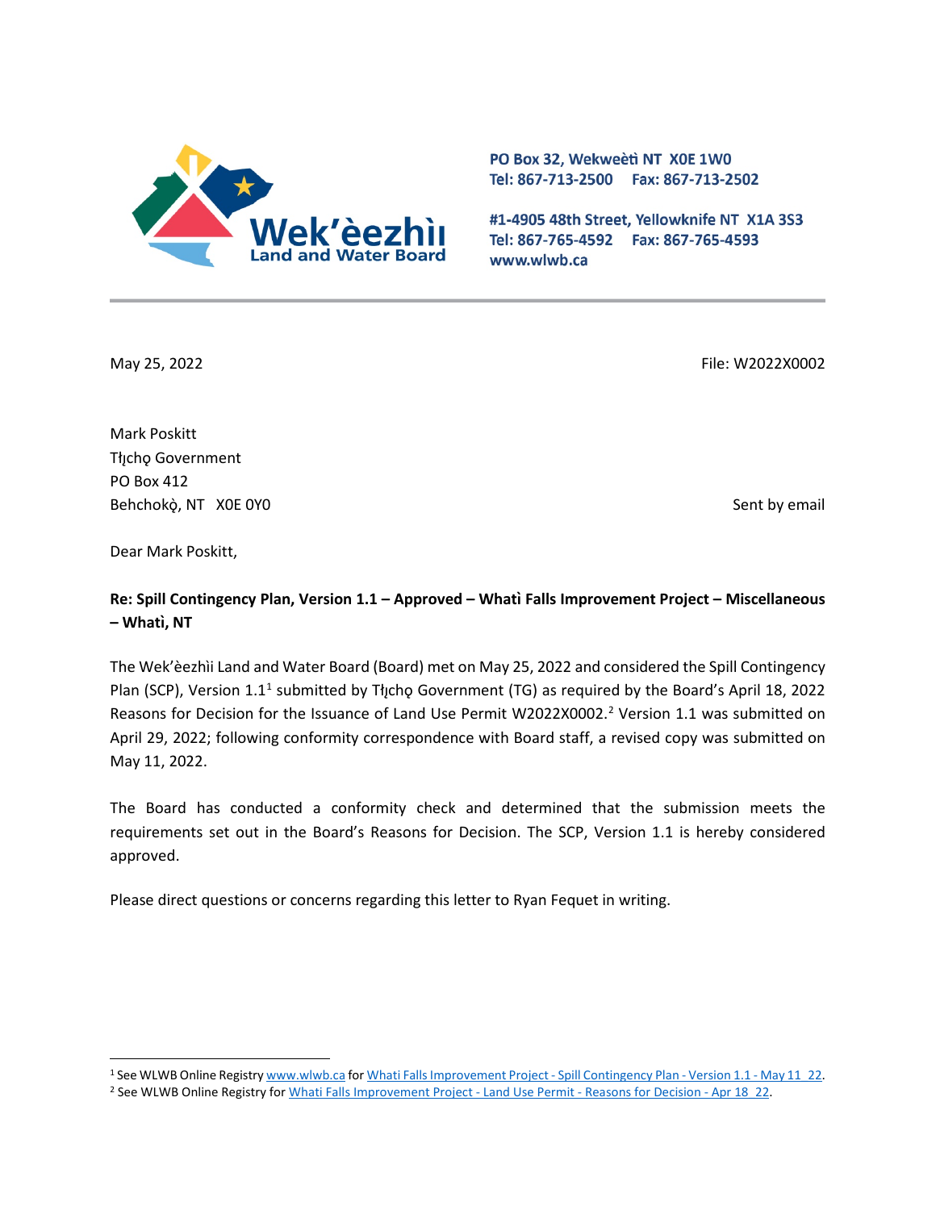**Wek'èezhìı Land and Water Board**

PO Box 32, Wekweètì NT X0E 1W0
Tel: 867-713-2500 Fax: 867-713-2502

#1-4905 48th Street, Yellowknife NT X1A 3S3
Tel: 867-765-4592 Fax: 867-765-4593
www.wlwb.ca

May 25, 2022

File: W2022X0002

Mark Poskitt
Tłįchǫ Government
PO Box 412
Behchokǫ̀, NT X0E 0Y0

Sent by email

Dear Mark Poskitt,

**Re: Spill Contingency Plan, Version 1.1 – Approved – Whatì Falls Improvement Project – Miscellaneous – Whatì, NT**

The Wek'èezhìi Land and Water Board (Board) met on May 25, 2022 and considered the Spill Contingency Plan (SCP), Version 1.1[1] submitted by Tłįchǫ Government (TG) as required by the Board's April 18, 2022 Reasons for Decision for the Issuance of Land Use Permit W2022X0002.[2] Version 1.1 was submitted on April 29, 2022; following conformity correspondence with Board staff, a revised copy was submitted on May 11, 2022.

The Board has conducted a conformity check and determined that the submission meets the requirements set out in the Board's Reasons for Decision. The SCP, Version 1.1 is hereby considered approved.

Please direct questions or concerns regarding this letter to Ryan Fequet in writing.

---

[1] See WLWB Online Registry www.wlwb.ca for Whati Falls Improvement Project - Spill Contingency Plan - Version 1.1 - May 11_22.

[2] See WLWB Online Registry for Whati Falls Improvement Project - Land Use Permit - Reasons for Decision - Apr 18_22.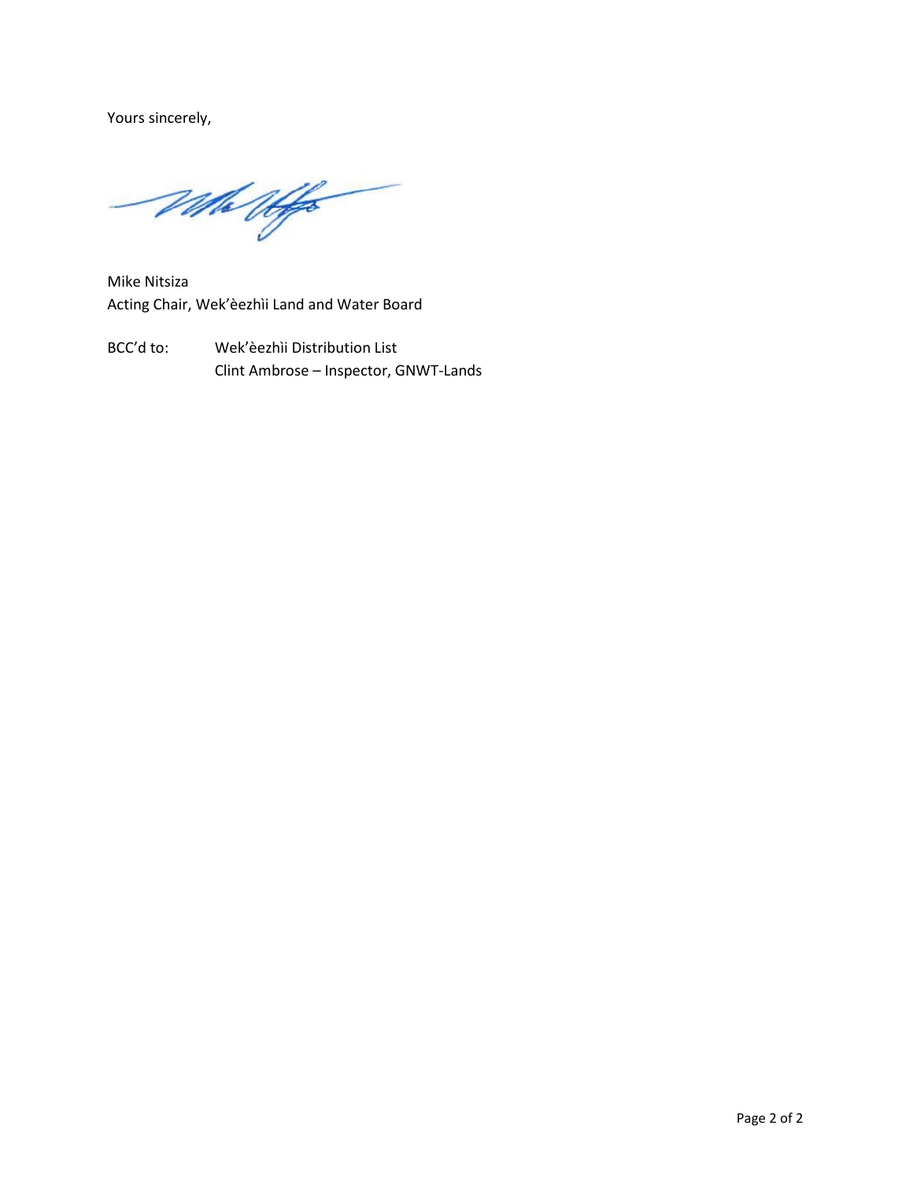Yours sincerely,

Mike Nitsiza
Acting Chair, Wek'èezhìi Land and Water Board

BCC'd to: Wek'èezhìi Distribution List
Clint Ambrose – Inspector, GNWT-Lands